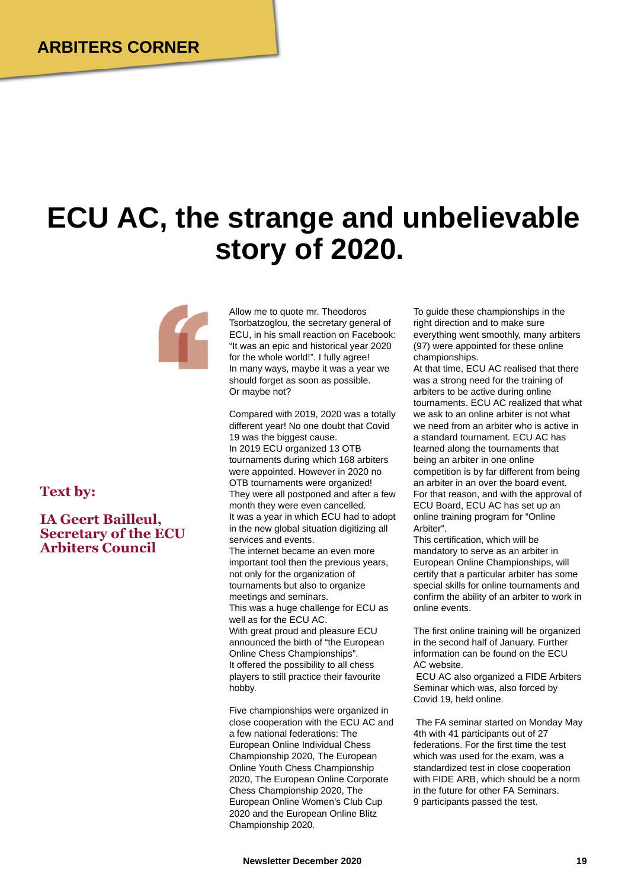## ARBITERS CORNER

# ECU AC, the strange and unbelievable story of 2020.

**Text by:**

**IA Geert Bailleul, Secretary of the ECU Arbiters Council**

Allow me to quote mr. Theodoros Tsorbatzoglou, the secretary general of ECU, in his small reaction on Facebook: "It was an epic and historical year 2020 for the whole world!". I fully agree!
In many ways, maybe it was a year we should forget as soon as possible.
Or maybe not?

Compared with 2019, 2020 was a totally different year! No one doubt that Covid 19 was the biggest cause.
In 2019 ECU organized 13 OTB tournaments during which 168 arbiters were appointed. However in 2020 no OTB tournaments were organized!
They were all postponed and after a few month they were even cancelled.
It was a year in which ECU had to adopt in the new global situation digitizing all services and events.
The internet became an even more important tool then the previous years, not only for the organization of tournaments but also to organize meetings and seminars.
This was a huge challenge for ECU as well as for the ECU AC.
With great proud and pleasure ECU announced the birth of "the European Online Chess Championships".
It offered the possibility to all chess players to still practice their favourite hobby.

Five championships were organized in close cooperation with the ECU AC and a few national federations: The European Online Individual Chess Championship 2020, The European Online Youth Chess Championship 2020, The European Online Corporate Chess Championship 2020, The European Online Women's Club Cup 2020 and the European Online Blitz Championship 2020.

To guide these championships in the right direction and to make sure everything went smoothly, many arbiters (97) were appointed for these online championships.
At that time, ECU AC realised that there was a strong need for the training of arbiters to be active during online tournaments. ECU AC realized that what we ask to an online arbiter is not what we need from an arbiter who is active in a standard tournament. ECU AC has learned along the tournaments that being an arbiter in one online competition is by far different from being an arbiter in an over the board event.
For that reason, and with the approval of ECU Board, ECU AC has set up an online training program for "Online Arbiter".
This certification, which will be mandatory to serve as an arbiter in European Online Championships, will certify that a particular arbiter has some special skills for online tournaments and confirm the ability of an arbiter to work in online events.

The first online training will be organized in the second half of January. Further information can be found on the ECU AC website.
ECU AC also organized a FIDE Arbiters Seminar which was, also forced by Covid 19, held online.

The FA seminar started on Monday May 4th with 41 participants out of 27 federations. For the first time the test which was used for the exam, was a standardized test in close cooperation with FIDE ARB, which should be a norm in the future for other FA Seminars.
9 participants passed the test.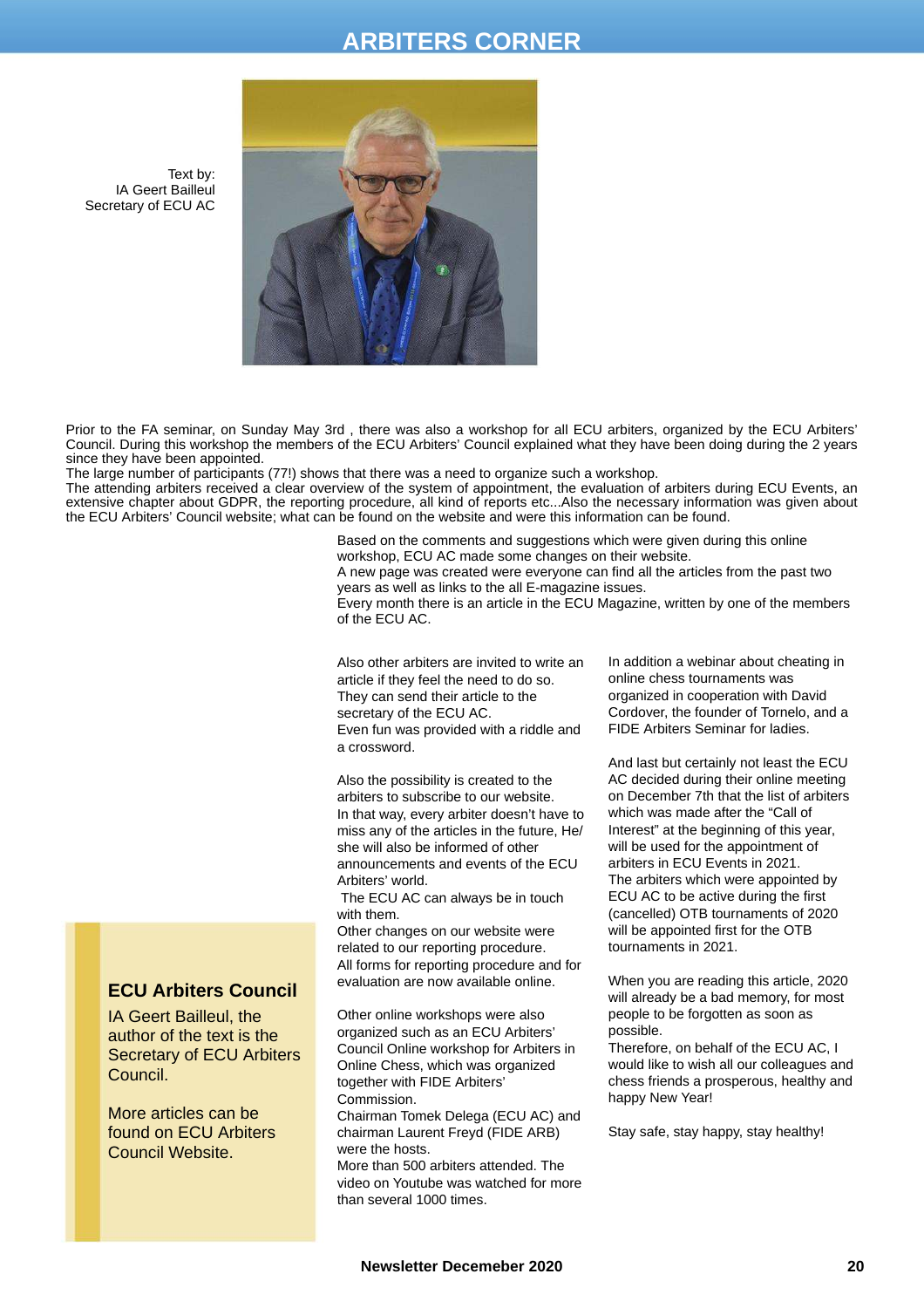# ARBITERS CORNER

Text by:
IA Geert Bailleul
Secretary of ECU AC

Prior to the FA seminar, on Sunday May 3rd , there was also a workshop for all ECU arbiters, organized by the ECU Arbiters' Council. During this workshop the members of the ECU Arbiters' Council explained what they have been doing during the 2 years since they have been appointed.
The large number of participants (77!) shows that there was a need to organize such a workshop.
The attending arbiters received a clear overview of the system of appointment, the evaluation of arbiters during ECU Events, an extensive chapter about GDPR, the reporting procedure, all kind of reports etc...Also the necessary information was given about the ECU Arbiters' Council website; what can be found on the website and were this information can be found.

Based on the comments and suggestions which were given during this online workshop, ECU AC made some changes on their website.
A new page was created were everyone can find all the articles from the past two years as well as links to the all E-magazine issues.
Every month there is an article in the ECU Magazine, written by one of the members of the ECU AC.

Also other arbiters are invited to write an article if they feel the need to do so. They can send their article to the secretary of the ECU AC.
Even fun was provided with a riddle and a crossword.

Also the possibility is created to the arbiters to subscribe to our website.
In that way, every arbiter doesn't have to miss any of the articles in the future, He/she will also be informed of other announcements and events of the ECU Arbiters' world.
The ECU AC can always be in touch with them.
Other changes on our website were related to our reporting procedure.
All forms for reporting procedure and for evaluation are now available online.

Other online workshops were also organized such as an ECU Arbiters' Council Online workshop for Arbiters in Online Chess, which was organized together with FIDE Arbiters' Commission.
Chairman Tomek Delega (ECU AC) and chairman Laurent Freyd (FIDE ARB) were the hosts.
More than 500 arbiters attended. The video on Youtube was watched for more than several 1000 times.

In addition a webinar about cheating in online chess tournaments was organized in cooperation with David Cordover, the founder of Tornelo, and a FIDE Arbiters Seminar for ladies.

And last but certainly not least the ECU AC decided during their online meeting on December 7th that the list of arbiters which was made after the "Call of Interest" at the beginning of this year, will be used for the appointment of arbiters in ECU Events in 2021.
The arbiters which were appointed by ECU AC to be active during the first (cancelled) OTB tournaments of 2020 will be appointed first for the OTB tournaments in 2021.

When you are reading this article, 2020 will already be a bad memory, for most people to be forgotten as soon as possible.
Therefore, on behalf of the ECU AC, I would like to wish all our colleagues and chess friends a prosperous, healthy and happy New Year!

Stay safe, stay happy, stay healthy!

## ECU Arbiters Council

IA Geert Bailleul, the author of the text is the Secretary of ECU Arbiters Council.

More articles can be found on ECU Arbiters Council Website.